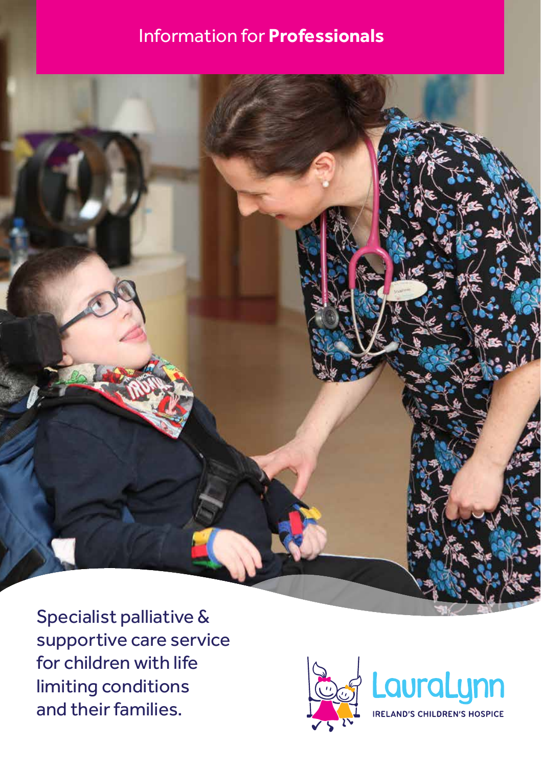Information for **Professionals**

Specialist palliative & supportive care service for children with life limiting conditions and their families.

LauraLynn

IRELAND'S CHILDREN'S HOSPICE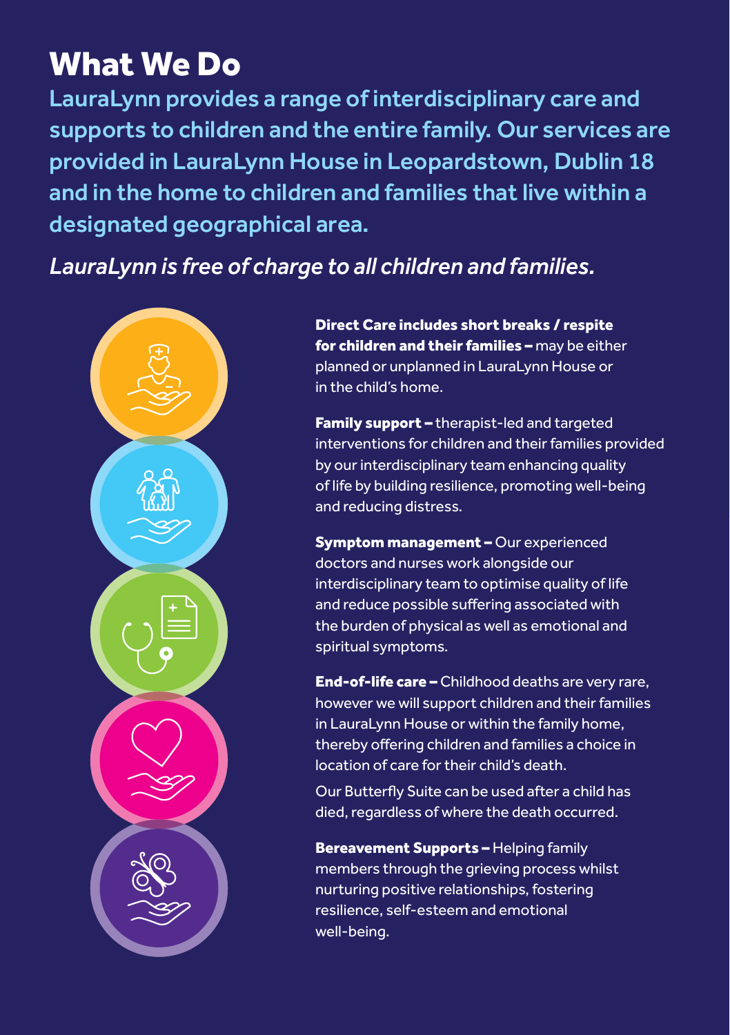# What We Do

LauraLynn provides a range of interdisciplinary care and supports to children and the entire family. Our services are provided in LauraLynn House in Leopardstown, Dublin 18 and in the home to children and families that live within a designated geographical area.

*LauraLynn is free of charge to all children and families.*

**Direct Care includes short breaks / respite for children and their families –** may be either planned or unplanned in LauraLynn House or in the child's home.

**Family support –** therapist-led and targeted interventions for children and their families provided by our interdisciplinary team enhancing quality of life by building resilience, promoting well-being and reducing distress.

**Symptom management –** Our experienced doctors and nurses work alongside our interdisciplinary team to optimise quality of life and reduce possible suffering associated with the burden of physical as well as emotional and spiritual symptoms.

**End-of-life care –** Childhood deaths are very rare, however we will support children and their families in LauraLynn House or within the family home, thereby offering children and families a choice in location of care for their child's death.

Our Butterfly Suite can be used after a child has died, regardless of where the death occurred.

**Bereavement Supports –** Helping family members through the grieving process whilst nurturing positive relationships, fostering resilience, self-esteem and emotional well-being.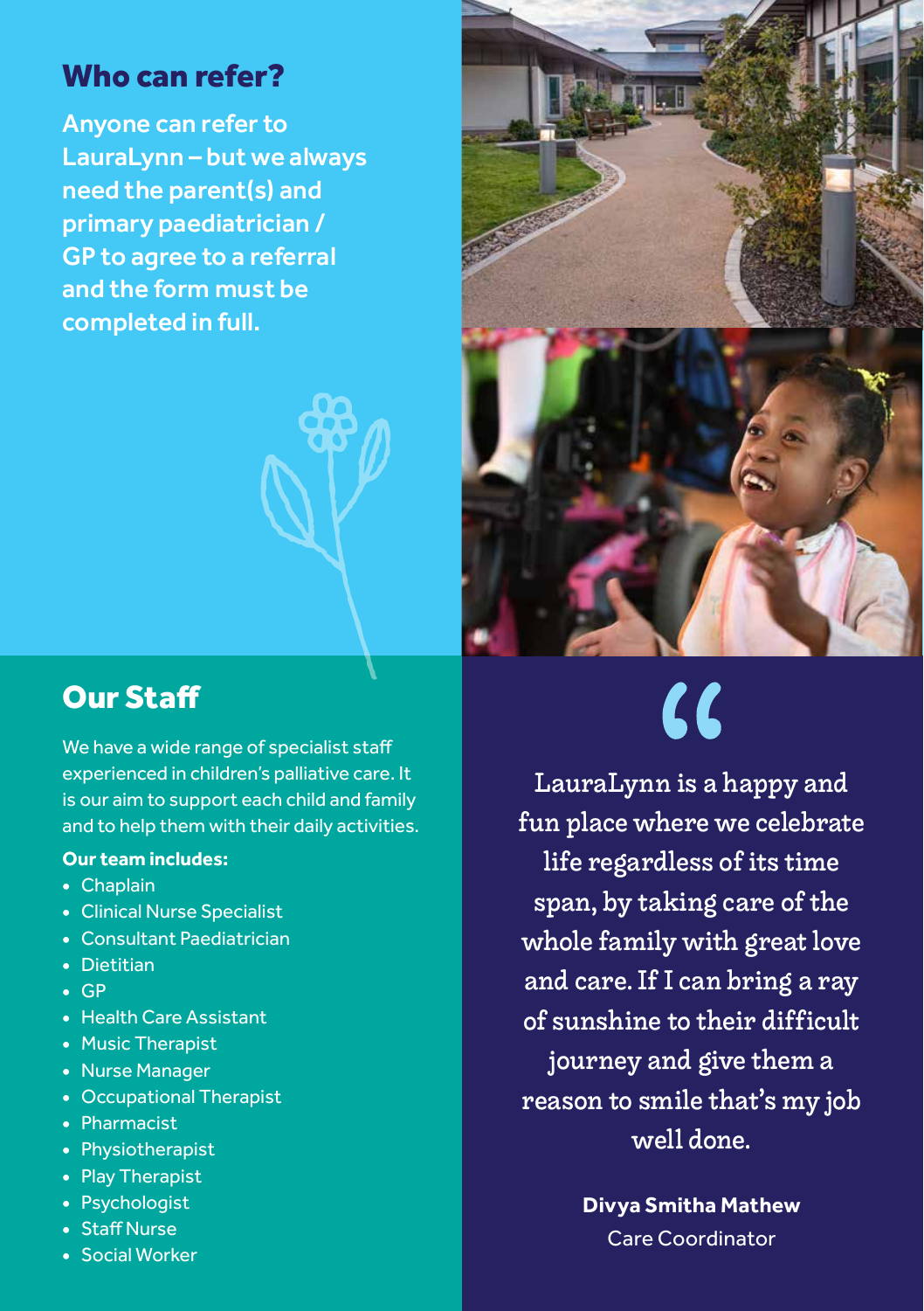## Who can refer?

**Anyone can refer to LauraLynn – but we always need the parent(s) and primary paediatrician / GP to agree to a referral and the form must be completed in full.**

## Our Staff

We have a wide range of specialist staff experienced in children's palliative care. It is our aim to support each child and family and to help them with their daily activities.

**Our team includes:**

- Chaplain
- Clinical Nurse Specialist
- Consultant Paediatrician
- Dietitian
- GP
- Health Care Assistant
- Music Therapist
- Nurse Manager
- Occupational Therapist
- Pharmacist
- Physiotherapist
- Play Therapist
- Psychologist
- Staff Nurse
- Social Worker

> "LauraLynn is a happy and fun place where we celebrate life regardless of its time span, by taking care of the whole family with great love and care. If I can bring a ray of sunshine to their difficult journey and give them a reason to smile that's my job well done.
>
> **Divya Smitha Mathew**
> Care Coordinator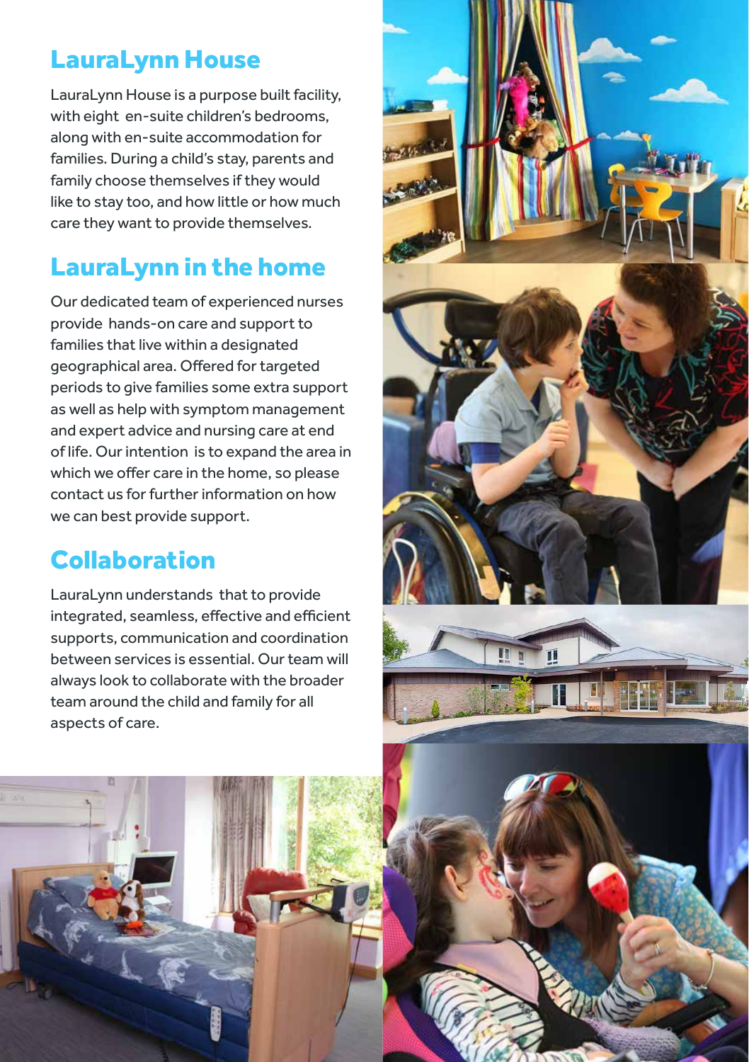## LauraLynn House

LauraLynn House is a purpose built facility, with eight en-suite children's bedrooms, along with en-suite accommodation for families. During a child's stay, parents and family choose themselves if they would like to stay too, and how little or how much care they want to provide themselves.

## LauraLynn in the home

Our dedicated team of experienced nurses provide hands-on care and support to families that live within a designated geographical area. Offered for targeted periods to give families some extra support as well as help with symptom management and expert advice and nursing care at end of life. Our intention is to expand the area in which we offer care in the home, so please contact us for further information on how we can best provide support.

## Collaboration

LauraLynn understands that to provide integrated, seamless, effective and efficient supports, communication and coordination between services is essential. Our team will always look to collaborate with the broader team around the child and family for all aspects of care.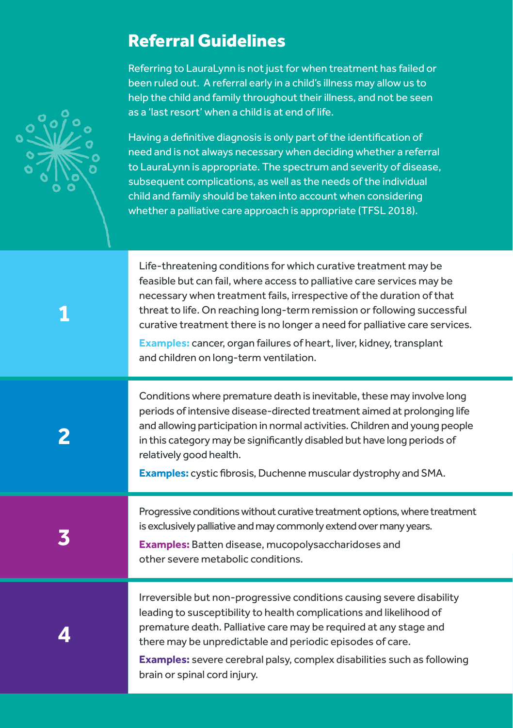## Referral Guidelines

Referring to LauraLynn is not just for when treatment has failed or been ruled out. A referral early in a child's illness may allow us to help the child and family throughout their illness, and not be seen as a 'last resort' when a child is at end of life.

Having a definitive diagnosis is only part of the identification of need and is not always necessary when deciding whether a referral to LauraLynn is appropriate. The spectrum and severity of disease, subsequent complications, as well as the needs of the individual child and family should be taken into account when considering whether a palliative care approach is appropriate (TFSL 2018).

| | |
|---|---|
| **1** | Life-threatening conditions for which curative treatment may be feasible but can fail, where access to palliative care services may be necessary when treatment fails, irrespective of the duration of that threat to life. On reaching long-term remission or following successful curative treatment there is no longer a need for palliative care services. **Examples:** cancer, organ failures of heart, liver, kidney, transplant and children on long-term ventilation. |
| **2** | Conditions where premature death is inevitable, these may involve long periods of intensive disease-directed treatment aimed at prolonging life and allowing participation in normal activities. Children and young people in this category may be significantly disabled but have long periods of relatively good health. **Examples:** cystic fibrosis, Duchenne muscular dystrophy and SMA. |
| **3** | Progressive conditions without curative treatment options, where treatment is exclusively palliative and may commonly extend over many years. **Examples:** Batten disease, mucopolysaccharidoses and other severe metabolic conditions. |
| **4** | Irreversible but non-progressive conditions causing severe disability leading to susceptibility to health complications and likelihood of premature death. Palliative care may be required at any stage and there may be unpredictable and periodic episodes of care. **Examples:** severe cerebral palsy, complex disabilities such as following brain or spinal cord injury. |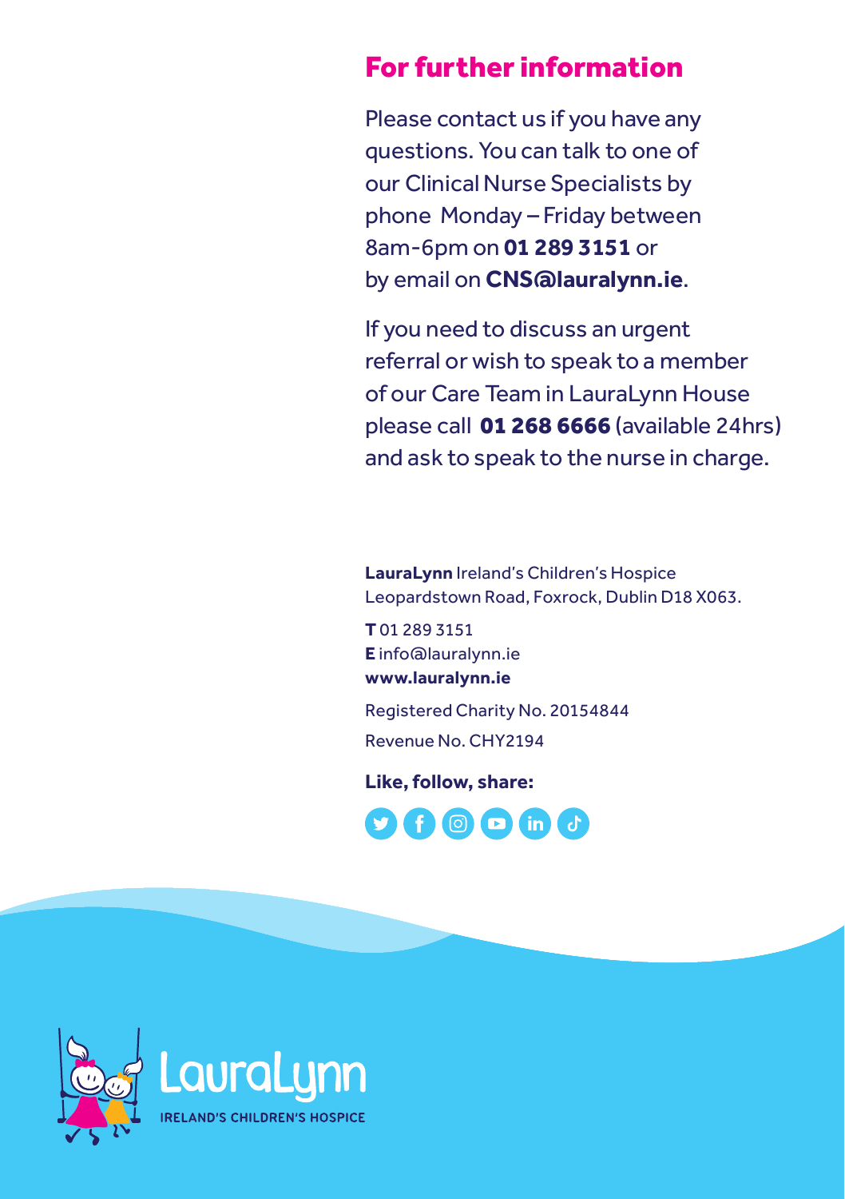## For further information

Please contact us if you have any questions. You can talk to one of our Clinical Nurse Specialists by phone Monday – Friday between 8am-6pm on **01 289 3151** or by email on **CNS@lauralynn.ie**.

If you need to discuss an urgent referral or wish to speak to a member of our Care Team in LauraLynn House please call **01 268 6666** (available 24hrs) and ask to speak to the nurse in charge.

**LauraLynn** Ireland's Children's Hospice
Leopardstown Road, Foxrock, Dublin D18 X063.

**T** 01 289 3151
**E** info@lauralynn.ie
**www.lauralynn.ie**

Registered Charity No. 20154844

Revenue No. CHY2194

**Like, follow, share:**

LauraLynn
IRELAND'S CHILDREN'S HOSPICE